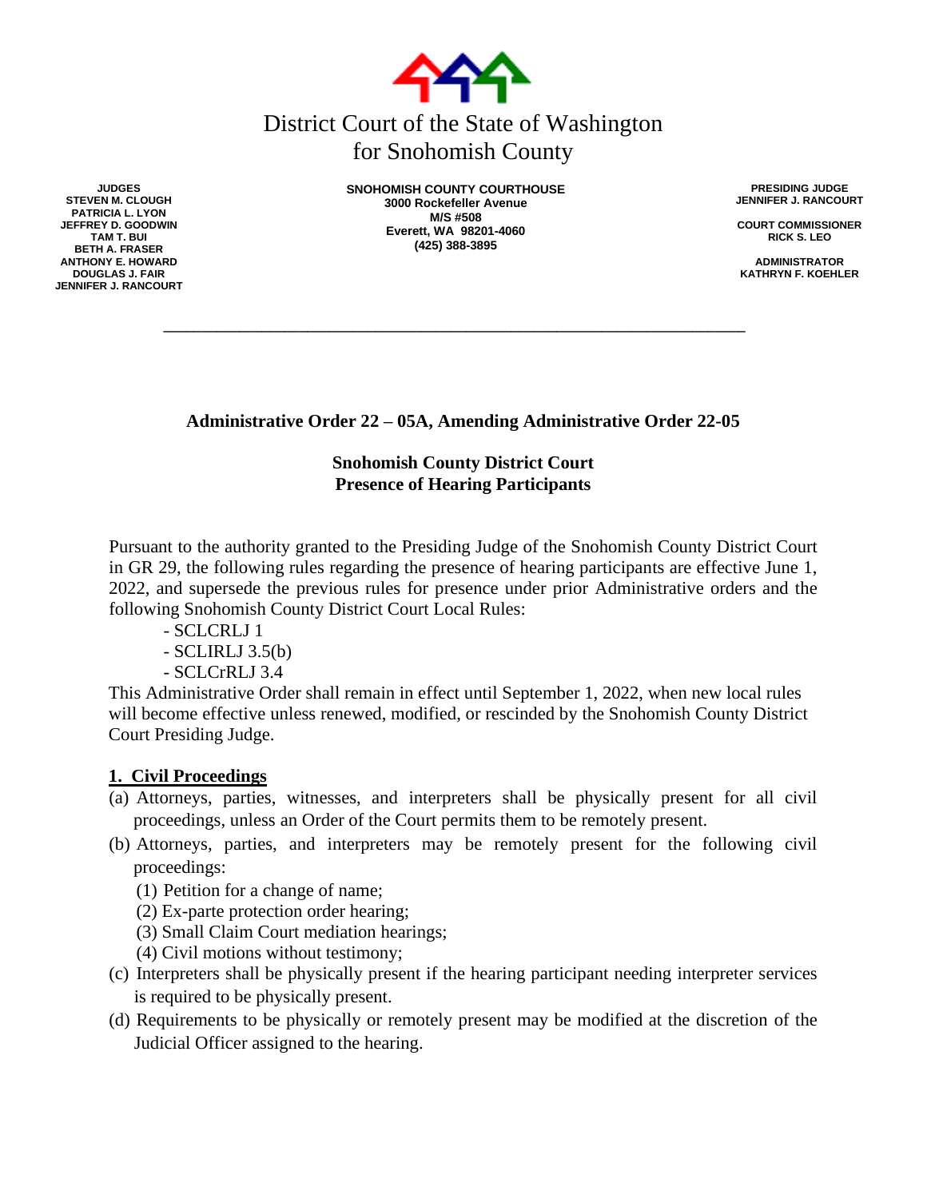# District Court of the State of Washington for Snohomish County

**JUDGES**
**STEVEN M. CLOUGH**
**PATRICIA L. LYON**
**JEFFREY D. GOODWIN**
**TAM T. BUI**
**BETH A. FRASER**
**ANTHONY E. HOWARD**
**DOUGLAS J. FAIR**
**JENNIFER J. RANCOURT**

**SNOHOMISH COUNTY COURTHOUSE**
**3000 Rockefeller Avenue**
**M/S #508**
**Everett, WA 98201-4060**
**(425) 388-3895**

**PRESIDING JUDGE**
**JENNIFER J. RANCOURT**

**COURT COMMISSIONER**
**RICK S. LEO**

**ADMINISTRATOR**
**KATHRYN F. KOEHLER**

---

## Administrative Order 22 – 05A, Amending Administrative Order 22-05

### Snohomish County District Court
### Presence of Hearing Participants

Pursuant to the authority granted to the Presiding Judge of the Snohomish County District Court in GR 29, the following rules regarding the presence of hearing participants are effective June 1, 2022, and supersede the previous rules for presence under prior Administrative orders and the following Snohomish County District Court Local Rules:

- SCLCRLJ 1
- SCLIRLJ 3.5(b)
- SCLCrRLJ 3.4

This Administrative Order shall remain in effect until September 1, 2022, when new local rules will become effective unless renewed, modified, or rescinded by the Snohomish County District Court Presiding Judge.

**1. Civil Proceedings**

(a) Attorneys, parties, witnesses, and interpreters shall be physically present for all civil proceedings, unless an Order of the Court permits them to be remotely present.

(b) Attorneys, parties, and interpreters may be remotely present for the following civil proceedings:

(1) Petition for a change of name;
(2) Ex-parte protection order hearing;
(3) Small Claim Court mediation hearings;
(4) Civil motions without testimony;

(c) Interpreters shall be physically present if the hearing participant needing interpreter services is required to be physically present.

(d) Requirements to be physically or remotely present may be modified at the discretion of the Judicial Officer assigned to the hearing.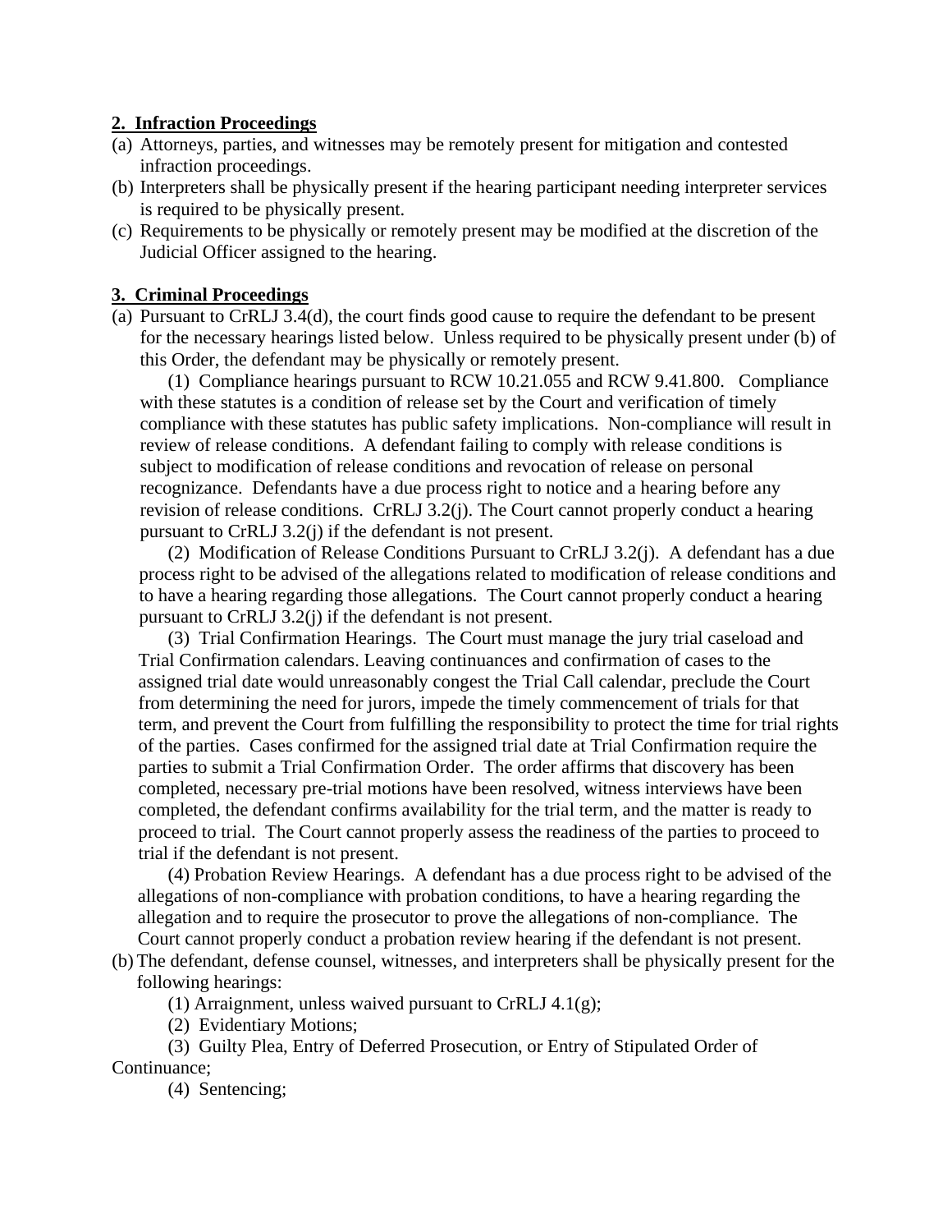**2. Infraction Proceedings**

(a) Attorneys, parties, and witnesses may be remotely present for mitigation and contested infraction proceedings.

(b) Interpreters shall be physically present if the hearing participant needing interpreter services is required to be physically present.

(c) Requirements to be physically or remotely present may be modified at the discretion of the Judicial Officer assigned to the hearing.

**3. Criminal Proceedings**

(a) Pursuant to CrRLJ 3.4(d), the court finds good cause to require the defendant to be present for the necessary hearings listed below. Unless required to be physically present under (b) of this Order, the defendant may be physically or remotely present.

(1) Compliance hearings pursuant to RCW 10.21.055 and RCW 9.41.800. Compliance with these statutes is a condition of release set by the Court and verification of timely compliance with these statutes has public safety implications. Non-compliance will result in review of release conditions. A defendant failing to comply with release conditions is subject to modification of release conditions and revocation of release on personal recognizance. Defendants have a due process right to notice and a hearing before any revision of release conditions. CrRLJ 3.2(j). The Court cannot properly conduct a hearing pursuant to CrRLJ 3.2(j) if the defendant is not present.

(2) Modification of Release Conditions Pursuant to CrRLJ 3.2(j). A defendant has a due process right to be advised of the allegations related to modification of release conditions and to have a hearing regarding those allegations. The Court cannot properly conduct a hearing pursuant to CrRLJ 3.2(j) if the defendant is not present.

(3) Trial Confirmation Hearings. The Court must manage the jury trial caseload and Trial Confirmation calendars. Leaving continuances and confirmation of cases to the assigned trial date would unreasonably congest the Trial Call calendar, preclude the Court from determining the need for jurors, impede the timely commencement of trials for that term, and prevent the Court from fulfilling the responsibility to protect the time for trial rights of the parties. Cases confirmed for the assigned trial date at Trial Confirmation require the parties to submit a Trial Confirmation Order. The order affirms that discovery has been completed, necessary pre-trial motions have been resolved, witness interviews have been completed, the defendant confirms availability for the trial term, and the matter is ready to proceed to trial. The Court cannot properly assess the readiness of the parties to proceed to trial if the defendant is not present.

(4) Probation Review Hearings. A defendant has a due process right to be advised of the allegations of non-compliance with probation conditions, to have a hearing regarding the allegation and to require the prosecutor to prove the allegations of non-compliance. The Court cannot properly conduct a probation review hearing if the defendant is not present.

(b) The defendant, defense counsel, witnesses, and interpreters shall be physically present for the following hearings:

(1) Arraignment, unless waived pursuant to CrRLJ 4.1(g);

(2) Evidentiary Motions;

(3) Guilty Plea, Entry of Deferred Prosecution, or Entry of Stipulated Order of Continuance;

(4) Sentencing;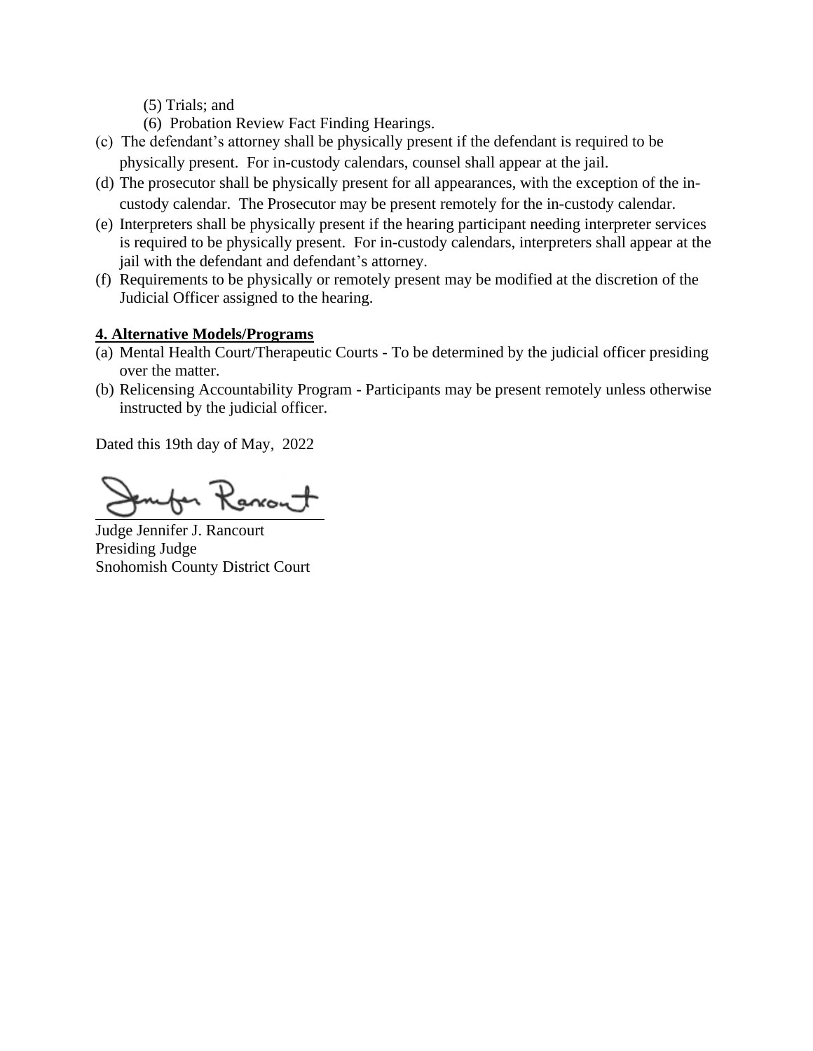(5) Trials; and

(6) Probation Review Fact Finding Hearings.

(c) The defendant's attorney shall be physically present if the defendant is required to be physically present. For in-custody calendars, counsel shall appear at the jail.

(d) The prosecutor shall be physically present for all appearances, with the exception of the in-custody calendar. The Prosecutor may be present remotely for the in-custody calendar.

(e) Interpreters shall be physically present if the hearing participant needing interpreter services is required to be physically present. For in-custody calendars, interpreters shall appear at the jail with the defendant and defendant's attorney.

(f) Requirements to be physically or remotely present may be modified at the discretion of the Judicial Officer assigned to the hearing.

**4. Alternative Models/Programs**

(a) Mental Health Court/Therapeutic Courts - To be determined by the judicial officer presiding over the matter.

(b) Relicensing Accountability Program - Participants may be present remotely unless otherwise instructed by the judicial officer.

Dated this 19th day of May, 2022

Jennifer Rancourt

Judge Jennifer J. Rancourt
Presiding Judge
Snohomish County District Court